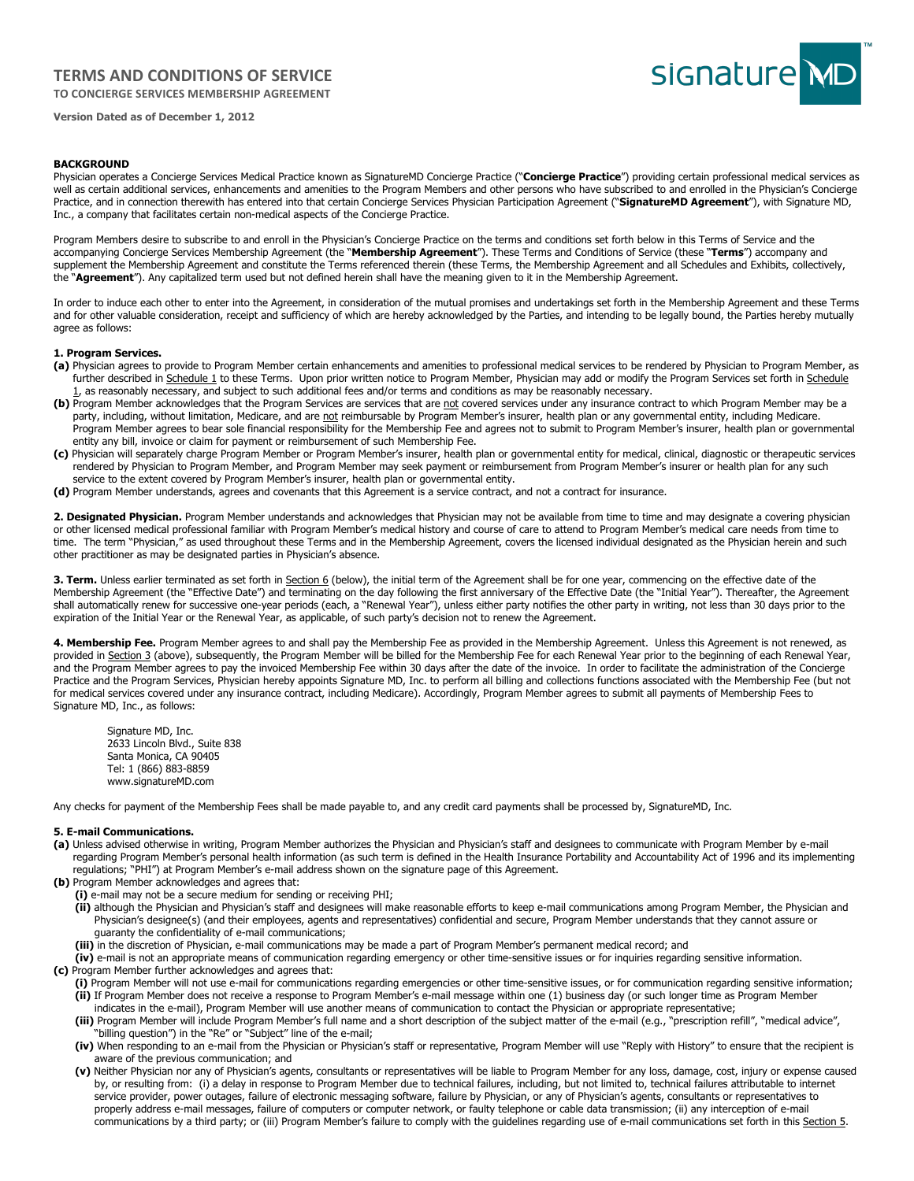# TERMS AND CONDITIONS OF SERVICE

**TO CONCIERGE SERVICES MEMBERSHIP AGREEMENT**

**Version Dated as of December 1, 2012**

**BACKGROUND**

Physician operates a Concierge Services Medical Practice known as SignatureMD Concierge Practice ("**Concierge Practice**") providing certain professional medical services as well as certain additional services, enhancements and amenities to the Program Members and other persons who have subscribed to and enrolled in the Physician's Concierge Practice, and in connection therewith has entered into that certain Concierge Services Physician Participation Agreement ("**SignatureMD Agreement**"), with Signature MD, Inc., a company that facilitates certain non-medical aspects of the Concierge Practice.

Program Members desire to subscribe to and enroll in the Physician's Concierge Practice on the terms and conditions set forth below in this Terms of Service and the accompanying Concierge Services Membership Agreement (the "**Membership Agreement**"). These Terms and Conditions of Service (these "**Terms**") accompany and supplement the Membership Agreement and constitute the Terms referenced therein (these Terms, the Membership Agreement and all Schedules and Exhibits, collectively, the "**Agreement**"). Any capitalized term used but not defined herein shall have the meaning given to it in the Membership Agreement.

In order to induce each other to enter into the Agreement, in consideration of the mutual promises and undertakings set forth in the Membership Agreement and these Terms and for other valuable consideration, receipt and sufficiency of which are hereby acknowledged by the Parties, and intending to be legally bound, the Parties hereby mutually agree as follows:

**1. Program Services.**

**(a)** Physician agrees to provide to Program Member certain enhancements and amenities to professional medical services to be rendered by Physician to Program Member, as further described in Schedule 1 to these Terms. Upon prior written notice to Program Member, Physician may add or modify the Program Services set forth in Schedule 1, as reasonably necessary, and subject to such additional fees and/or terms and conditions as may be reasonably necessary.

**(b)** Program Member acknowledges that the Program Services are services that are not covered services under any insurance contract to which Program Member may be a party, including, without limitation, Medicare, and are not reimbursable by Program Member's insurer, health plan or any governmental entity, including Medicare. Program Member agrees to bear sole financial responsibility for the Membership Fee and agrees not to submit to Program Member's insurer, health plan or governmental entity any bill, invoice or claim for payment or reimbursement of such Membership Fee.

**(c)** Physician will separately charge Program Member or Program Member's insurer, health plan or governmental entity for medical, clinical, diagnostic or therapeutic services rendered by Physician to Program Member, and Program Member may seek payment or reimbursement from Program Member's insurer or health plan for any such service to the extent covered by Program Member's insurer, health plan or governmental entity.

**(d)** Program Member understands, agrees and covenants that this Agreement is a service contract, and not a contract for insurance.

**2. Designated Physician.** Program Member understands and acknowledges that Physician may not be available from time to time and may designate a covering physician or other licensed medical professional familiar with Program Member's medical history and course of care to attend to Program Member's medical care needs from time to time. The term "Physician," as used throughout these Terms and in the Membership Agreement, covers the licensed individual designated as the Physician herein and such other practitioner as may be designated parties in Physician's absence.

**3. Term.** Unless earlier terminated as set forth in Section 6 (below), the initial term of the Agreement shall be for one year, commencing on the effective date of the Membership Agreement (the "Effective Date") and terminating on the day following the first anniversary of the Effective Date (the "Initial Year"). Thereafter, the Agreement shall automatically renew for successive one-year periods (each, a "Renewal Year"), unless either party notifies the other party in writing, not less than 30 days prior to the expiration of the Initial Year or the Renewal Year, as applicable, of such party's decision not to renew the Agreement.

**4. Membership Fee.** Program Member agrees to and shall pay the Membership Fee as provided in the Membership Agreement. Unless this Agreement is not renewed, as provided in Section 3 (above), subsequently, the Program Member will be billed for the Membership Fee for each Renewal Year prior to the beginning of each Renewal Year, and the Program Member agrees to pay the invoiced Membership Fee within 30 days after the date of the invoice. In order to facilitate the administration of the Concierge Practice and the Program Services, Physician hereby appoints Signature MD, Inc. to perform all billing and collections functions associated with the Membership Fee (but not for medical services covered under any insurance contract, including Medicare). Accordingly, Program Member agrees to submit all payments of Membership Fees to Signature MD, Inc., as follows:

Signature MD, Inc.
2633 Lincoln Blvd., Suite 838
Santa Monica, CA 90405
Tel: 1 (866) 883-8859
www.signatureMD.com

Any checks for payment of the Membership Fees shall be made payable to, and any credit card payments shall be processed by, SignatureMD, Inc.

**5. E-mail Communications.**

**(a)** Unless advised otherwise in writing, Program Member authorizes the Physician and Physician's staff and designees to communicate with Program Member by e-mail regarding Program Member's personal health information (as such term is defined in the Health Insurance Portability and Accountability Act of 1996 and its implementing regulations; "PHI") at Program Member's e-mail address shown on the signature page of this Agreement.

**(b)** Program Member acknowledges and agrees that:

- **(i)** e-mail may not be a secure medium for sending or receiving PHI;
- **(ii)** although the Physician and Physician's staff and designees will make reasonable efforts to keep e-mail communications among Program Member, the Physician and Physician's designee(s) (and their employees, agents and representatives) confidential and secure, Program Member understands that they cannot assure or guaranty the confidentiality of e-mail communications;
- **(iii)** in the discretion of Physician, e-mail communications may be made a part of Program Member's permanent medical record; and
- **(iv)** e-mail is not an appropriate means of communication regarding emergency or other time-sensitive issues or for inquiries regarding sensitive information.

**(c)** Program Member further acknowledges and agrees that:

- **(i)** Program Member will not use e-mail for communications regarding emergencies or other time-sensitive issues, or for communication regarding sensitive information;
- **(ii)** If Program Member does not receive a response to Program Member's e-mail message within one (1) business day (or such longer time as Program Member indicates in the e-mail), Program Member will use another means of communication to contact the Physician or appropriate representative;
- **(iii)** Program Member will include Program Member's full name and a short description of the subject matter of the e-mail (e.g., "prescription refill", "medical advice", "billing question") in the "Re" or "Subject" line of the e-mail;
- **(iv)** When responding to an e-mail from the Physician or Physician's staff or representative, Program Member will use "Reply with History" to ensure that the recipient is aware of the previous communication; and
- **(v)** Neither Physician nor any of Physician's agents, consultants or representatives will be liable to Program Member for any loss, damage, cost, injury or expense caused by, or resulting from: (i) a delay in response to Program Member due to technical failures, including, but not limited to, technical failures attributable to internet service provider, power outages, failure of electronic messaging software, failure by Physician, or any of Physician's agents, consultants or representatives to properly address e-mail messages, failure of computers or computer network, or faulty telephone or cable data transmission; (ii) any interception of e-mail communications by a third party; or (iii) Program Member's failure to comply with the guidelines regarding use of e-mail communications set forth in this Section 5.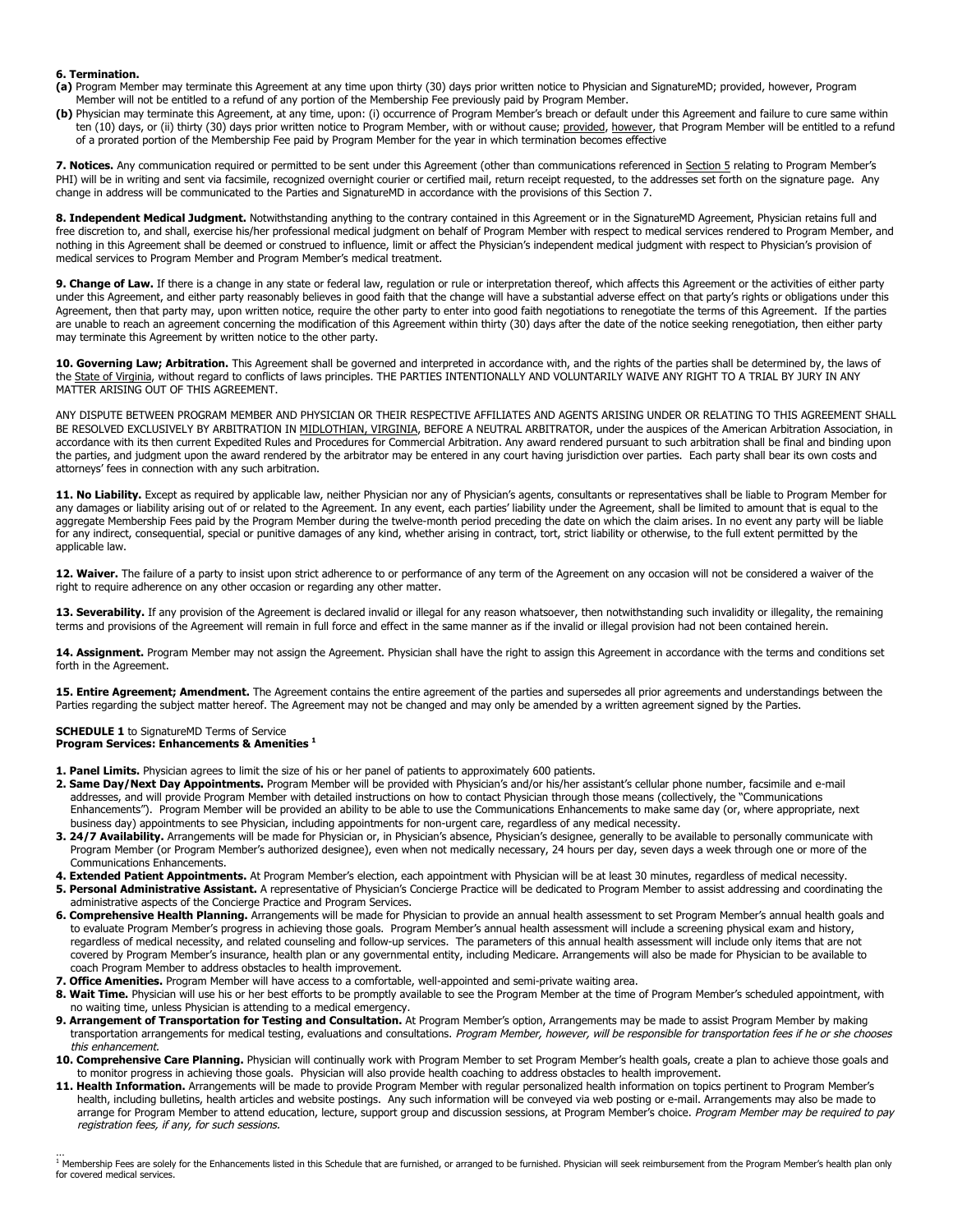**6. Termination.**

**(a)** Program Member may terminate this Agreement at any time upon thirty (30) days prior written notice to Physician and SignatureMD; provided, however, Program Member will not be entitled to a refund of any portion of the Membership Fee previously paid by Program Member.

**(b)** Physician may terminate this Agreement, at any time, upon: (i) occurrence of Program Member's breach or default under this Agreement and failure to cure same within ten (10) days, or (ii) thirty (30) days prior written notice to Program Member, with or without cause; provided, however, that Program Member will be entitled to a refund of a prorated portion of the Membership Fee paid by Program Member for the year in which termination becomes effective

**7. Notices.** Any communication required or permitted to be sent under this Agreement (other than communications referenced in Section 5 relating to Program Member's PHI) will be in writing and sent via facsimile, recognized overnight courier or certified mail, return receipt requested, to the addresses set forth on the signature page. Any change in address will be communicated to the Parties and SignatureMD in accordance with the provisions of this Section 7.

**8. Independent Medical Judgment.** Notwithstanding anything to the contrary contained in this Agreement or in the SignatureMD Agreement, Physician retains full and free discretion to, and shall, exercise his/her professional medical judgment on behalf of Program Member with respect to medical services rendered to Program Member, and nothing in this Agreement shall be deemed or construed to influence, limit or affect the Physician's independent medical judgment with respect to Physician's provision of medical services to Program Member and Program Member's medical treatment.

**9. Change of Law.** If there is a change in any state or federal law, regulation or rule or interpretation thereof, which affects this Agreement or the activities of either party under this Agreement, and either party reasonably believes in good faith that the change will have a substantial adverse effect on that party's rights or obligations under this Agreement, then that party may, upon written notice, require the other party to enter into good faith negotiations to renegotiate the terms of this Agreement. If the parties are unable to reach an agreement concerning the modification of this Agreement within thirty (30) days after the date of the notice seeking renegotiation, then either party may terminate this Agreement by written notice to the other party.

**10. Governing Law; Arbitration.** This Agreement shall be governed and interpreted in accordance with, and the rights of the parties shall be determined by, the laws of the State of Virginia, without regard to conflicts of laws principles. THE PARTIES INTENTIONALLY AND VOLUNTARILY WAIVE ANY RIGHT TO A TRIAL BY JURY IN ANY MATTER ARISING OUT OF THIS AGREEMENT.

ANY DISPUTE BETWEEN PROGRAM MEMBER AND PHYSICIAN OR THEIR RESPECTIVE AFFILIATES AND AGENTS ARISING UNDER OR RELATING TO THIS AGREEMENT SHALL BE RESOLVED EXCLUSIVELY BY ARBITRATION IN MIDLOTHIAN, VIRGINIA, BEFORE A NEUTRAL ARBITRATOR, under the auspices of the American Arbitration Association, in accordance with its then current Expedited Rules and Procedures for Commercial Arbitration. Any award rendered pursuant to such arbitration shall be final and binding upon the parties, and judgment upon the award rendered by the arbitrator may be entered in any court having jurisdiction over parties. Each party shall bear its own costs and attorneys' fees in connection with any such arbitration.

**11. No Liability.** Except as required by applicable law, neither Physician nor any of Physician's agents, consultants or representatives shall be liable to Program Member for any damages or liability arising out of or related to the Agreement. In any event, each parties' liability under the Agreement, shall be limited to amount that is equal to the aggregate Membership Fees paid by the Program Member during the twelve-month period preceding the date on which the claim arises. In no event any party will be liable for any indirect, consequential, special or punitive damages of any kind, whether arising in contract, tort, strict liability or otherwise, to the full extent permitted by the applicable law.

**12. Waiver.** The failure of a party to insist upon strict adherence to or performance of any term of the Agreement on any occasion will not be considered a waiver of the right to require adherence on any other occasion or regarding any other matter.

**13. Severability.** If any provision of the Agreement is declared invalid or illegal for any reason whatsoever, then notwithstanding such invalidity or illegality, the remaining terms and provisions of the Agreement will remain in full force and effect in the same manner as if the invalid or illegal provision had not been contained herein.

**14. Assignment.** Program Member may not assign the Agreement. Physician shall have the right to assign this Agreement in accordance with the terms and conditions set forth in the Agreement.

**15. Entire Agreement; Amendment.** The Agreement contains the entire agreement of the parties and supersedes all prior agreements and understandings between the Parties regarding the subject matter hereof. The Agreement may not be changed and may only be amended by a written agreement signed by the Parties.

**SCHEDULE 1** to SignatureMD Terms of Service
**Program Services: Enhancements & Amenities [1]**

1. **Panel Limits.** Physician agrees to limit the size of his or her panel of patients to approximately 600 patients.
2. **Same Day/Next Day Appointments.** Program Member will be provided with Physician's and/or his/her assistant's cellular phone number, facsimile and e-mail addresses, and will provide Program Member with detailed instructions on how to contact Physician through those means (collectively, the "Communications Enhancements"). Program Member will be provided an ability to be able to use the Communications Enhancements to make same day (or, where appropriate, next business day) appointments to see Physician, including appointments for non-urgent care, regardless of any medical necessity.
3. **24/7 Availability.** Arrangements will be made for Physician or, in Physician's absence, Physician's designee, generally to be available to personally communicate with Program Member (or Program Member's authorized designee), even when not medically necessary, 24 hours per day, seven days a week through one or more of the Communications Enhancements.
4. **Extended Patient Appointments.** At Program Member's election, each appointment with Physician will be at least 30 minutes, regardless of medical necessity.
5. **Personal Administrative Assistant.** A representative of Physician's Concierge Practice will be dedicated to Program Member to assist addressing and coordinating the administrative aspects of the Concierge Practice and Program Services.
6. **Comprehensive Health Planning.** Arrangements will be made for Physician to provide an annual health assessment to set Program Member's annual health goals and to evaluate Program Member's progress in achieving those goals. Program Member's annual health assessment will include a screening physical exam and history, regardless of medical necessity, and related counseling and follow-up services. The parameters of this annual health assessment will include only items that are not covered by Program Member's insurance, health plan or any governmental entity, including Medicare. Arrangements will also be made for Physician to be available to coach Program Member to address obstacles to health improvement.
7. **Office Amenities.** Program Member will have access to a comfortable, well-appointed and semi-private waiting area.
8. **Wait Time.** Physician will use his or her best efforts to be promptly available to see the Program Member at the time of Program Member's scheduled appointment, with no waiting time, unless Physician is attending to a medical emergency.
9. **Arrangement of Transportation for Testing and Consultation.** At Program Member's option, Arrangements may be made to assist Program Member by making transportation arrangements for medical testing, evaluations and consultations. *Program Member, however, will be responsible for transportation fees if he or she chooses this enhancement.*
10. **Comprehensive Care Planning.** Physician will continually work with Program Member to set Program Member's health goals, create a plan to achieve those goals and to monitor progress in achieving those goals. Physician will also provide health coaching to address obstacles to health improvement.
11. **Health Information.** Arrangements will be made to provide Program Member with regular personalized health information on topics pertinent to Program Member's health, including bulletins, health articles and website postings. Any such information will be conveyed via web posting or e-mail. Arrangements may also be made to arrange for Program Member to attend education, lecture, support group and discussion sessions, at Program Member's choice. *Program Member may be required to pay registration fees, if any, for such sessions.*

…

[1] Membership Fees are solely for the Enhancements listed in this Schedule that are furnished, or arranged to be furnished. Physician will seek reimbursement from the Program Member's health plan only for covered medical services.